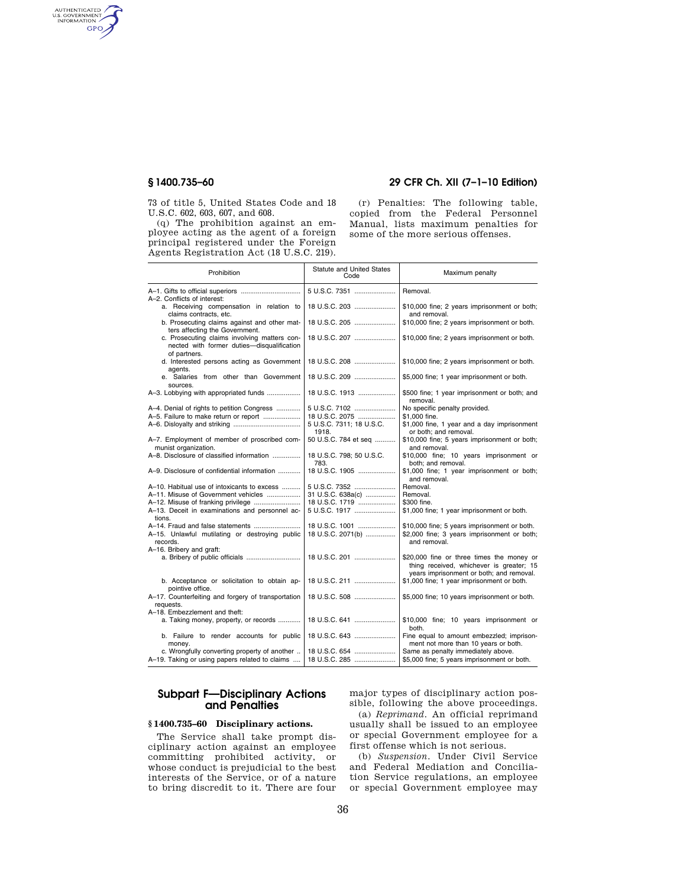73 of title 5, United States Code and 18 U.S.C. 602, 603, 607, and 608.

(q) The prohibition against an employee acting as the agent of a foreign principal registered under the Foreign Agents Registration Act (18 U.S.C. 219).

(r) Penalties: The following table, copied from the Federal Personnel Manual, lists maximum penalties for some of the more serious offenses.

| Prohibition | Statute and United States Code | Maximum penalty |
|---|---|---|
| A–1. Gifts to official superiors | 5 U.S.C. 7351 | Removal. |
| A–2. Conflicts of interest: | | |
| a. Receiving compensation in relation to claims contracts, etc. | 18 U.S.C. 203 | $10,000 fine; 2 years imprisonment or both; and removal. |
| b. Prosecuting claims against and other matters affecting the Government. | 18 U.S.C. 205 | $10,000 fine; 2 years imprisonment or both. |
| c. Prosecuting claims involving matters connected with former duties—disqualification of partners. | 18 U.S.C. 207 | $10,000 fine; 2 years imprisonment or both. |
| d. Interested persons acting as Government agents. | 18 U.S.C. 208 | $10,000 fine; 2 years imprisonment or both. |
| e. Salaries from other than Government sources. | 18 U.S.C. 209 | $5,000 fine; 1 year imprisonment or both. |
| A–3. Lobbying with appropriated funds | 18 U.S.C. 1913 | $500 fine; 1 year imprisonment or both; and removal. |
| A–4. Denial of rights to petition Congress | 5 U.S.C. 7102 | No specific penalty provided. |
| A–5. Failure to make return or report | 18 U.S.C. 2075 | $1,000 fine. |
| A–6. Disloyalty and striking | 5 U.S.C. 7311; 18 U.S.C. 1918. | $1,000 fine, 1 year and a day imprisonment or both; and removal. |
| A–7. Employment of member of proscribed communist organization. | 50 U.S.C. 784 et seq | $10,000 fine; 5 years imprisonment or both; and removal. |
| A–8. Disclosure of classified information | 18 U.S.C. 798; 50 U.S.C. 783. | $10,000 fine; 10 years imprisonment or both; and removal. |
| A–9. Disclosure of confidential information | 18 U.S.C. 1905 | $1,000 fine; 1 year imprisonment or both; and removal. |
| A–10. Habitual use of intoxicants to excess | 5 U.S.C. 7352 | Removal. |
| A–11. Misuse of Government vehicles | 31 U.S.C. 638a(c) | Removal. |
| A–12. Misuse of franking privilege | 18 U.S.C. 1719 | $300 fine. |
| A–13. Deceit in examinations and personnel actions. | 5 U.S.C. 1917 | $1,000 fine; 1 year imprisonment or both. |
| A–14. Fraud and false statements | 18 U.S.C. 1001 | $10,000 fine; 5 years imprisonment or both. |
| A–15. Unlawful mutilating or destroying public records. | 18 U.S.C. 2071(b) | $2,000 fine; 3 years imprisonment or both; and removal. |
| A–16. Bribery and graft: | | |
| a. Bribery of public officials | 18 U.S.C. 201 | $20,000 fine or three times the money or thing received, whichever is greater; 15 years imprisonment or both; and removal. |
| b. Acceptance or solicitation to obtain appointive office. | 18 U.S.C. 211 | $1,000 fine; 1 year imprisonment or both. |
| A–17. Counterfeiting and forgery of transportation requests. | 18 U.S.C. 508 | $5,000 fine; 10 years imprisonment or both. |
| A–18. Embezzlement and theft: | | |
| a. Taking money, property, or records | 18 U.S.C. 641 | $10,000 fine; 10 years imprisonment or both. |
| b. Failure to render accounts for public money. | 18 U.S.C. 643 | Fine equal to amount embezzled; imprisonment not more than 10 years or both. |
| c. Wrongfully converting property of another | 18 U.S.C. 654 | Same as penalty immediately above. |
| A–19. Taking or using papers related to claims | 18 U.S.C. 285 | $5,000 fine; 5 years imprisonment or both. |

## Subpart F—Disciplinary Actions and Penalties

### § 1400.735–60 Disciplinary actions.

The Service shall take prompt disciplinary action against an employee committing prohibited activity, or whose conduct is prejudicial to the best interests of the Service, or of a nature to bring discredit to it. There are four major types of disciplinary action possible, following the above proceedings.

(a) *Reprimand.* An official reprimand usually shall be issued to an employee or special Government employee for a first offense which is not serious.

(b) *Suspension.* Under Civil Service and Federal Mediation and Conciliation Service regulations, an employee or special Government employee may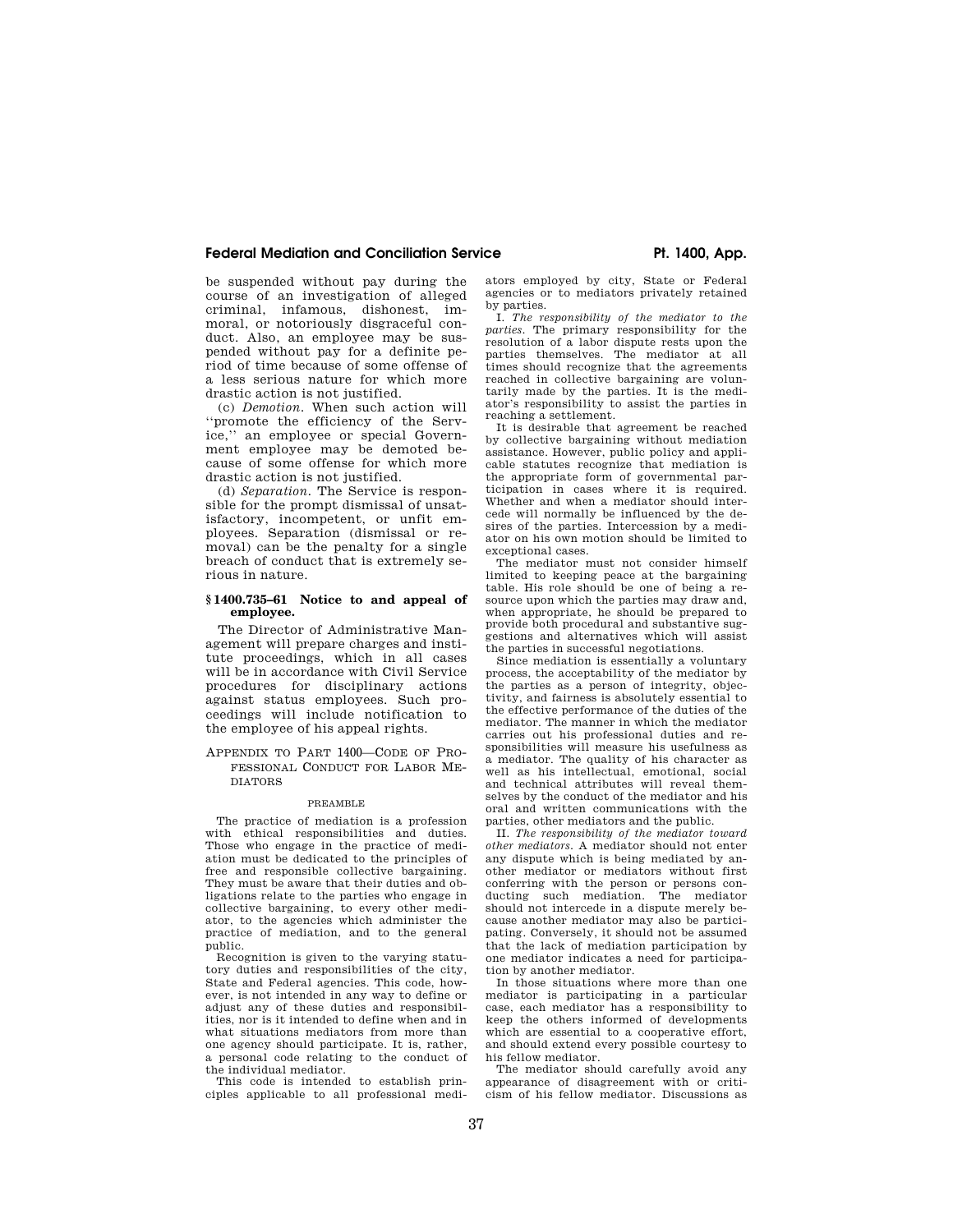be suspended without pay during the course of an investigation of alleged criminal, infamous, dishonest, immoral, or notoriously disgraceful conduct. Also, an employee may be suspended without pay for a definite period of time because of some offense of a less serious nature for which more drastic action is not justified.

(c) *Demotion.* When such action will ''promote the efficiency of the Service,'' an employee or special Government employee may be demoted because of some offense for which more drastic action is not justified.

(d) *Separation.* The Service is responsible for the prompt dismissal of unsatisfactory, incompetent, or unfit employees. Separation (dismissal or removal) can be the penalty for a single breach of conduct that is extremely serious in nature.

### § 1400.735–61 Notice to and appeal of employee.

The Director of Administrative Management will prepare charges and institute proceedings, which in all cases will be in accordance with Civil Service procedures for disciplinary actions against status employees. Such proceedings will include notification to the employee of his appeal rights.

## APPENDIX TO PART 1400—CODE OF PROFESSIONAL CONDUCT FOR LABOR MEDIATORS

### PREAMBLE

The practice of mediation is a profession with ethical responsibilities and duties. Those who engage in the practice of mediation must be dedicated to the principles of free and responsible collective bargaining. They must be aware that their duties and obligations relate to the parties who engage in collective bargaining, to every other mediator, to the agencies which administer the practice of mediation, and to the general public.

Recognition is given to the varying statutory duties and responsibilities of the city, State and Federal agencies. This code, however, is not intended in any way to define or adjust any of these duties and responsibilities, nor is it intended to define when and in what situations mediators from more than one agency should participate. It is, rather, a personal code relating to the conduct of the individual mediator.

This code is intended to establish principles applicable to all professional mediators employed by city, State or Federal agencies or to mediators privately retained by parties.

I. *The responsibility of the mediator to the parties.* The primary responsibility for the resolution of a labor dispute rests upon the parties themselves. The mediator at all times should recognize that the agreements reached in collective bargaining are voluntarily made by the parties. It is the mediator's responsibility to assist the parties in reaching a settlement.

It is desirable that agreement be reached by collective bargaining without mediation assistance. However, public policy and applicable statutes recognize that mediation is the appropriate form of governmental participation in cases where it is required. Whether and when a mediator should intercede will normally be influenced by the desires of the parties. Intercession by a mediator on his own motion should be limited to exceptional cases.

The mediator must not consider himself limited to keeping peace at the bargaining table. His role should be one of being a resource upon which the parties may draw and, when appropriate, he should be prepared to provide both procedural and substantive suggestions and alternatives which will assist the parties in successful negotiations.

Since mediation is essentially a voluntary process, the acceptability of the mediator by the parties as a person of integrity, objectivity, and fairness is absolutely essential to the effective performance of the duties of the mediator. The manner in which the mediator carries out his professional duties and responsibilities will measure his usefulness as a mediator. The quality of his character as well as his intellectual, emotional, social and technical attributes will reveal themselves by the conduct of the mediator and his oral and written communications with the parties, other mediators and the public.

II. *The responsibility of the mediator toward other mediators.* A mediator should not enter any dispute which is being mediated by another mediator or mediators without first conferring with the person or persons conducting such mediation. The mediator should not intercede in a dispute merely because another mediator may also be participating. Conversely, it should not be assumed that the lack of mediation participation by one mediator indicates a need for participation by another mediator.

In those situations where more than one mediator is participating in a particular case, each mediator has a responsibility to keep the others informed of developments which are essential to a cooperative effort, and should extend every possible courtesy to his fellow mediator.

The mediator should carefully avoid any appearance of disagreement with or criticism of his fellow mediator. Discussions as